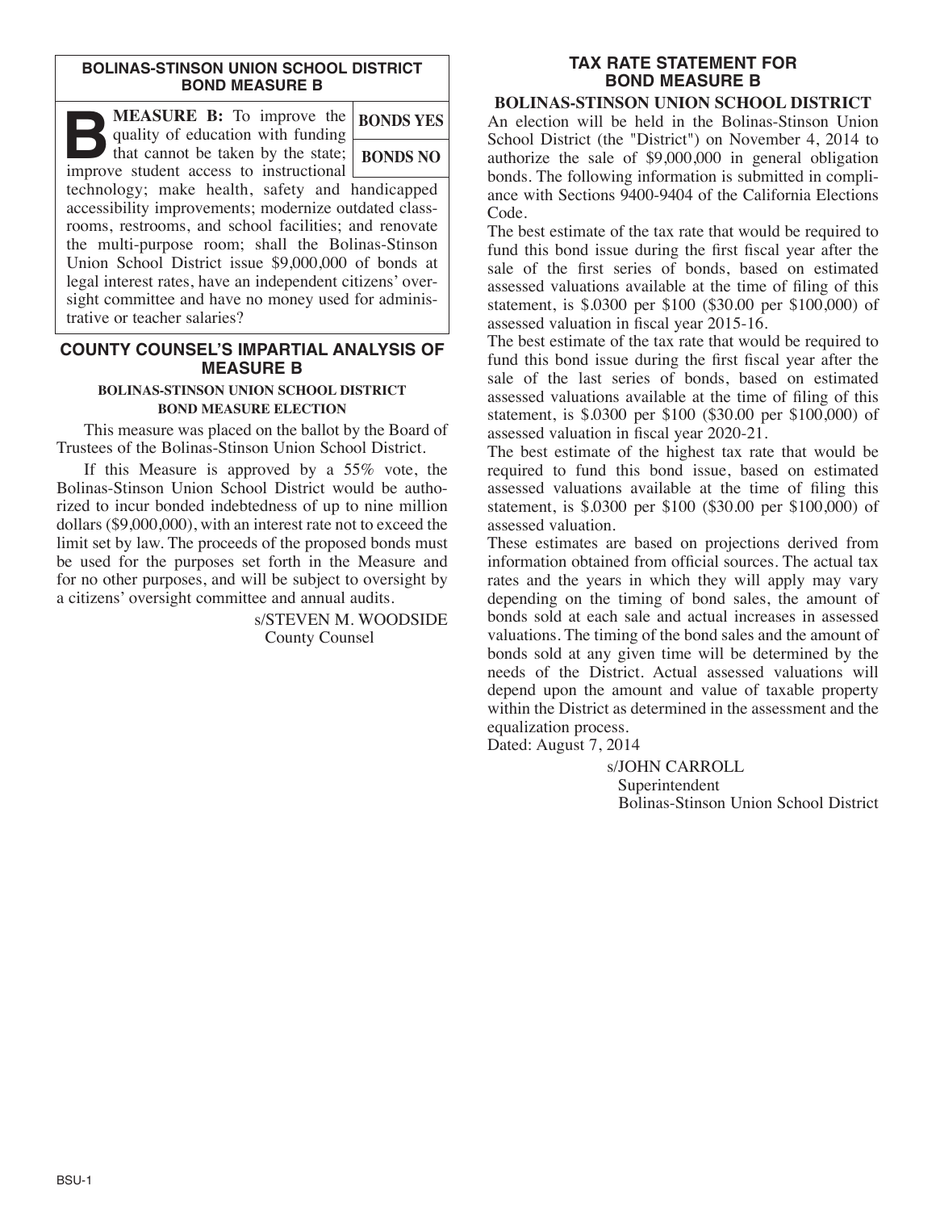## BOLINAS-STINSON UNION SCHOOL DISTRICT BOND MEASURE B

**B** **MEASURE B:** To improve the quality of education with funding that cannot be taken by the state; improve student access to instructional technology; make health, safety and handicapped accessibility improvements; modernize outdated classrooms, restrooms, and school facilities; and renovate the multi-purpose room; shall the Bolinas-Stinson Union School District issue $9,000,000 of bonds at legal interest rates, have an independent citizens' oversight committee and have no money used for administrative or teacher salaries?

| |
|---|
| **BONDS YES** |
| **BONDS NO** |

## COUNTY COUNSEL'S IMPARTIAL ANALYSIS OF MEASURE B

### BOLINAS-STINSON UNION SCHOOL DISTRICT BOND MEASURE ELECTION

This measure was placed on the ballot by the Board of Trustees of the Bolinas-Stinson Union School District.

If this Measure is approved by a 55% vote, the Bolinas-Stinson Union School District would be authorized to incur bonded indebtedness of up to nine million dollars ($9,000,000), with an interest rate not to exceed the limit set by law. The proceeds of the proposed bonds must be used for the purposes set forth in the Measure and for no other purposes, and will be subject to oversight by a citizens' oversight committee and annual audits.

s/STEVEN M. WOODSIDE
County Counsel

## TAX RATE STATEMENT FOR BOND MEASURE B

### BOLINAS-STINSON UNION SCHOOL DISTRICT

An election will be held in the Bolinas-Stinson Union School District (the "District") on November 4, 2014 to authorize the sale of $9,000,000 in general obligation bonds. The following information is submitted in compliance with Sections 9400-9404 of the California Elections Code.

The best estimate of the tax rate that would be required to fund this bond issue during the first fiscal year after the sale of the first series of bonds, based on estimated assessed valuations available at the time of filing of this statement, is $.0300 per $100 ($30.00 per $100,000) of assessed valuation in fiscal year 2015-16.

The best estimate of the tax rate that would be required to fund this bond issue during the first fiscal year after the sale of the last series of bonds, based on estimated assessed valuations available at the time of filing of this statement, is $.0300 per $100 ($30.00 per $100,000) of assessed valuation in fiscal year 2020-21.

The best estimate of the highest tax rate that would be required to fund this bond issue, based on estimated assessed valuations available at the time of filing this statement, is $.0300 per $100 ($30.00 per $100,000) of assessed valuation.

These estimates are based on projections derived from information obtained from official sources. The actual tax rates and the years in which they will apply may vary depending on the timing of bond sales, the amount of bonds sold at each sale and actual increases in assessed valuations. The timing of the bond sales and the amount of bonds sold at any given time will be determined by the needs of the District. Actual assessed valuations will depend upon the amount and value of taxable property within the District as determined in the assessment and the equalization process.

Dated: August 7, 2014

s/JOHN CARROLL
Superintendent
Bolinas-Stinson Union School District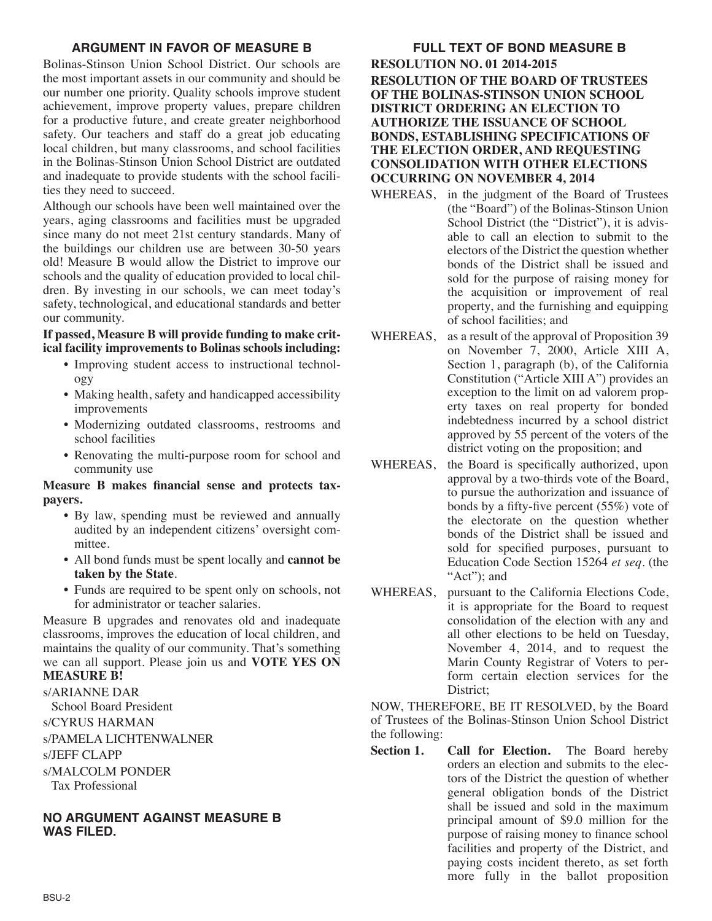## ARGUMENT IN FAVOR OF MEASURE B

Bolinas-Stinson Union School District. Our schools are the most important assets in our community and should be our number one priority. Quality schools improve student achievement, improve property values, prepare children for a productive future, and create greater neighborhood safety. Our teachers and staff do a great job educating local children, but many classrooms, and school facilities in the Bolinas-Stinson Union School District are outdated and inadequate to provide students with the school facilities they need to succeed.

Although our schools have been well maintained over the years, aging classrooms and facilities must be upgraded since many do not meet 21st century standards. Many of the buildings our children use are between 30-50 years old! Measure B would allow the District to improve our schools and the quality of education provided to local children. By investing in our schools, we can meet today's safety, technological, and educational standards and better our community.

**If passed, Measure B will provide funding to make critical facility improvements to Bolinas schools including:**

- Improving student access to instructional technology
- Making health, safety and handicapped accessibility improvements
- Modernizing outdated classrooms, restrooms and school facilities
- Renovating the multi-purpose room for school and community use

**Measure B makes financial sense and protects taxpayers.**

- By law, spending must be reviewed and annually audited by an independent citizens' oversight committee.
- All bond funds must be spent locally and **cannot be taken by the State**.
- Funds are required to be spent only on schools, not for administrator or teacher salaries.

Measure B upgrades and renovates old and inadequate classrooms, improves the education of local children, and maintains the quality of our community. That's something we can all support. Please join us and **VOTE YES ON MEASURE B!**

s/ARIANNE DAR
School Board President
s/CYRUS HARMAN
s/PAMELA LICHTENWALNER
s/JEFF CLAPP
s/MALCOLM PONDER
Tax Professional

## NO ARGUMENT AGAINST MEASURE B WAS FILED.

## FULL TEXT OF BOND MEASURE B

**RESOLUTION NO. 01 2014-2015**

**RESOLUTION OF THE BOARD OF TRUSTEES OF THE BOLINAS-STINSON UNION SCHOOL DISTRICT ORDERING AN ELECTION TO AUTHORIZE THE ISSUANCE OF SCHOOL BONDS, ESTABLISHING SPECIFICATIONS OF THE ELECTION ORDER, AND REQUESTING CONSOLIDATION WITH OTHER ELECTIONS OCCURRING ON NOVEMBER 4, 2014**

WHEREAS, in the judgment of the Board of Trustees (the "Board") of the Bolinas-Stinson Union School District (the "District"), it is advisable to call an election to submit to the electors of the District the question whether bonds of the District shall be issued and sold for the purpose of raising money for the acquisition or improvement of real property, and the furnishing and equipping of school facilities; and

WHEREAS, as a result of the approval of Proposition 39 on November 7, 2000, Article XIII A, Section 1, paragraph (b), of the California Constitution ("Article XIII A") provides an exception to the limit on ad valorem property taxes on real property for bonded indebtedness incurred by a school district approved by 55 percent of the voters of the district voting on the proposition; and

WHEREAS, the Board is specifically authorized, upon approval by a two-thirds vote of the Board, to pursue the authorization and issuance of bonds by a fifty-five percent (55%) vote of the electorate on the question whether bonds of the District shall be issued and sold for specified purposes, pursuant to Education Code Section 15264 *et seq*. (the "Act"); and

WHEREAS, pursuant to the California Elections Code, it is appropriate for the Board to request consolidation of the election with any and all other elections to be held on Tuesday, November 4, 2014, and to request the Marin County Registrar of Voters to perform certain election services for the District;

NOW, THEREFORE, BE IT RESOLVED, by the Board of Trustees of the Bolinas-Stinson Union School District the following:

**Section 1. Call for Election.** The Board hereby orders an election and submits to the electors of the District the question of whether general obligation bonds of the District shall be issued and sold in the maximum principal amount of $9.0 million for the purpose of raising money to finance school facilities and property of the District, and paying costs incident thereto, as set forth more fully in the ballot proposition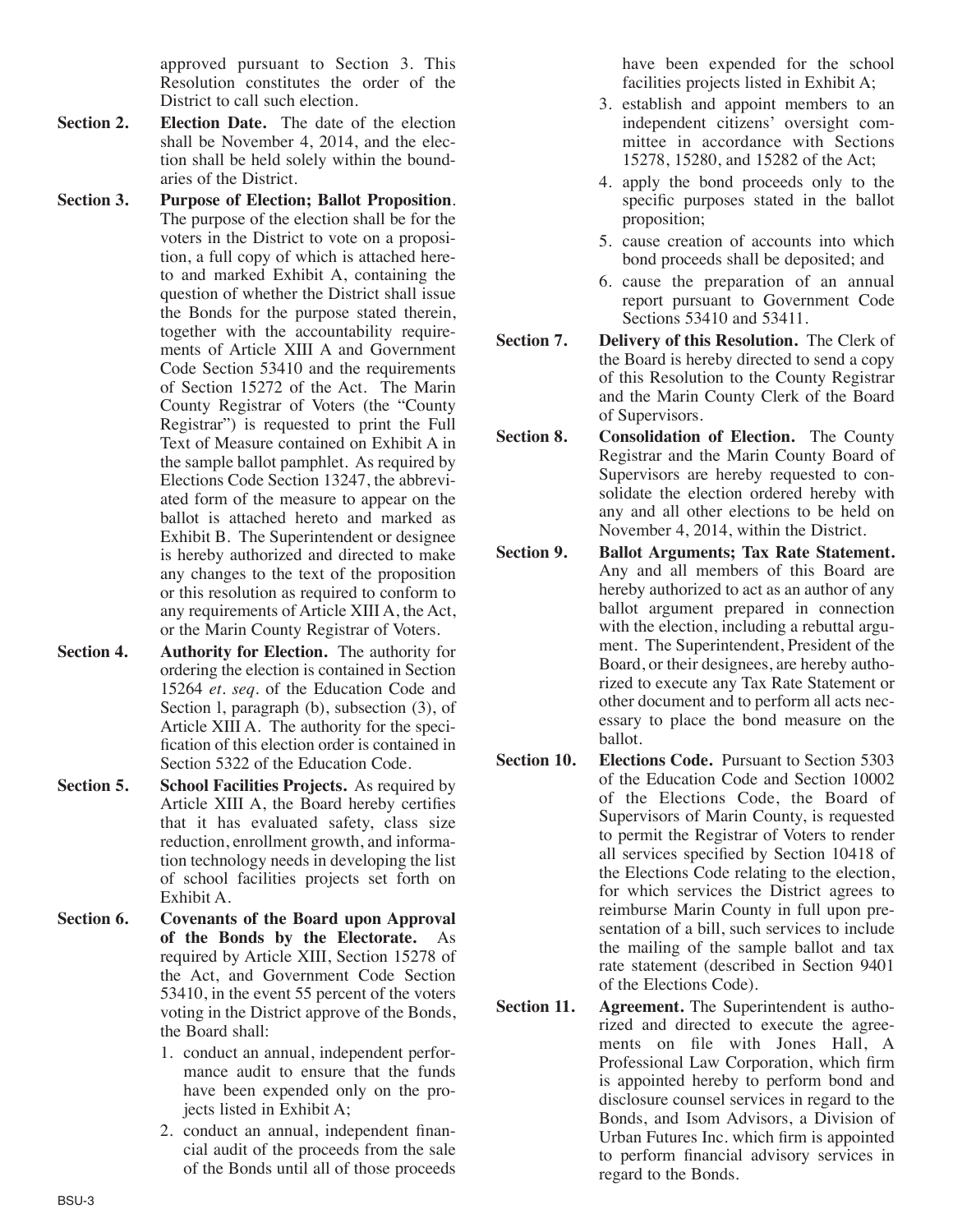approved pursuant to Section 3. This Resolution constitutes the order of the District to call such election.

**Section 2. Election Date.** The date of the election shall be November 4, 2014, and the election shall be held solely within the boundaries of the District.

**Section 3. Purpose of Election; Ballot Proposition**. The purpose of the election shall be for the voters in the District to vote on a proposition, a full copy of which is attached hereto and marked Exhibit A, containing the question of whether the District shall issue the Bonds for the purpose stated therein, together with the accountability requirements of Article XIII A and Government Code Section 53410 and the requirements of Section 15272 of the Act. The Marin County Registrar of Voters (the "County Registrar") is requested to print the Full Text of Measure contained on Exhibit A in the sample ballot pamphlet. As required by Elections Code Section 13247, the abbreviated form of the measure to appear on the ballot is attached hereto and marked as Exhibit B. The Superintendent or designee is hereby authorized and directed to make any changes to the text of the proposition or this resolution as required to conform to any requirements of Article XIII A, the Act, or the Marin County Registrar of Voters.

**Section 4. Authority for Election.** The authority for ordering the election is contained in Section 15264 *et. seq.* of the Education Code and Section l, paragraph (b), subsection (3), of Article XIII A. The authority for the specification of this election order is contained in Section 5322 of the Education Code.

**Section 5. School Facilities Projects.** As required by Article XIII A, the Board hereby certifies that it has evaluated safety, class size reduction, enrollment growth, and information technology needs in developing the list of school facilities projects set forth on Exhibit A.

**Section 6. Covenants of the Board upon Approval of the Bonds by the Electorate.** As required by Article XIII, Section 15278 of the Act, and Government Code Section 53410, in the event 55 percent of the voters voting in the District approve of the Bonds, the Board shall:

1. conduct an annual, independent performance audit to ensure that the funds have been expended only on the projects listed in Exhibit A;
2. conduct an annual, independent financial audit of the proceeds from the sale of the Bonds until all of those proceeds have been expended for the school facilities projects listed in Exhibit A;
3. establish and appoint members to an independent citizens' oversight committee in accordance with Sections 15278, 15280, and 15282 of the Act;
4. apply the bond proceeds only to the specific purposes stated in the ballot proposition;
5. cause creation of accounts into which bond proceeds shall be deposited; and
6. cause the preparation of an annual report pursuant to Government Code Sections 53410 and 53411.

**Section 7. Delivery of this Resolution.** The Clerk of the Board is hereby directed to send a copy of this Resolution to the County Registrar and the Marin County Clerk of the Board of Supervisors.

**Section 8. Consolidation of Election.** The County Registrar and the Marin County Board of Supervisors are hereby requested to consolidate the election ordered hereby with any and all other elections to be held on November 4, 2014, within the District.

**Section 9. Ballot Arguments; Tax Rate Statement.** Any and all members of this Board are hereby authorized to act as an author of any ballot argument prepared in connection with the election, including a rebuttal argument. The Superintendent, President of the Board, or their designees, are hereby authorized to execute any Tax Rate Statement or other document and to perform all acts necessary to place the bond measure on the ballot.

**Section 10. Elections Code.** Pursuant to Section 5303 of the Education Code and Section 10002 of the Elections Code, the Board of Supervisors of Marin County, is requested to permit the Registrar of Voters to render all services specified by Section 10418 of the Elections Code relating to the election, for which services the District agrees to reimburse Marin County in full upon presentation of a bill, such services to include the mailing of the sample ballot and tax rate statement (described in Section 9401 of the Elections Code).

**Section 11. Agreement.** The Superintendent is authorized and directed to execute the agreements on file with Jones Hall, A Professional Law Corporation, which firm is appointed hereby to perform bond and disclosure counsel services in regard to the Bonds, and Isom Advisors, a Division of Urban Futures Inc. which firm is appointed to perform financial advisory services in regard to the Bonds.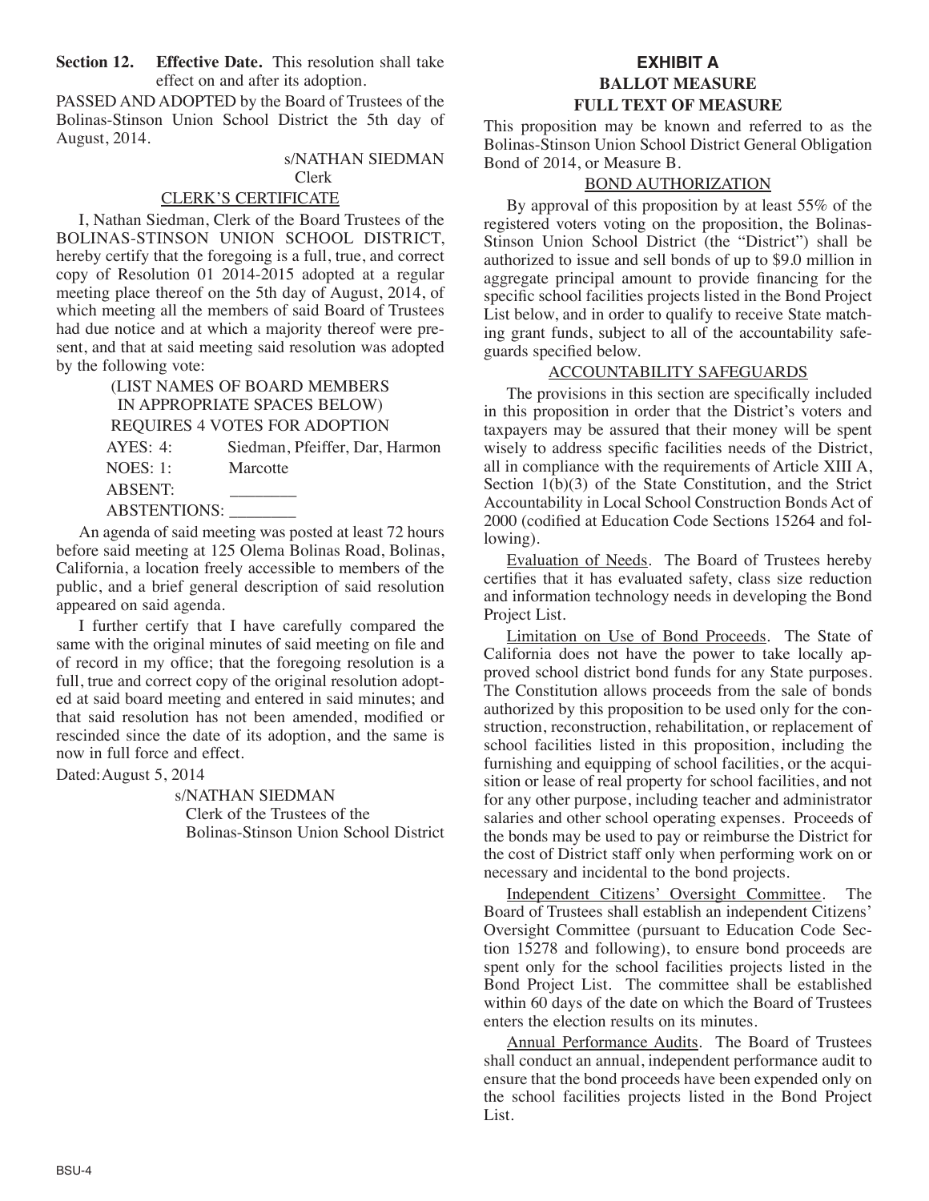**Section 12. Effective Date.** This resolution shall take effect on and after its adoption.

PASSED AND ADOPTED by the Board of Trustees of the Bolinas-Stinson Union School District the 5th day of August, 2014.

s/NATHAN SIEDMAN
Clerk

CLERK'S CERTIFICATE

I, Nathan Siedman, Clerk of the Board Trustees of the BOLINAS-STINSON UNION SCHOOL DISTRICT, hereby certify that the foregoing is a full, true, and correct copy of Resolution 01 2014-2015 adopted at a regular meeting place thereof on the 5th day of August, 2014, of which meeting all the members of said Board of Trustees had due notice and at which a majority thereof were present, and that at said meeting said resolution was adopted by the following vote:

(LIST NAMES OF BOARD MEMBERS IN APPROPRIATE SPACES BELOW)
REQUIRES 4 VOTES FOR ADOPTION

AYES: 4: Siedman, Pfeiffer, Dar, Harmon
NOES: 1: Marcotte
ABSENT: ________
ABSTENTIONS: ________

An agenda of said meeting was posted at least 72 hours before said meeting at 125 Olema Bolinas Road, Bolinas, California, a location freely accessible to members of the public, and a brief general description of said resolution appeared on said agenda.

I further certify that I have carefully compared the same with the original minutes of said meeting on file and of record in my office; that the foregoing resolution is a full, true and correct copy of the original resolution adopted at said board meeting and entered in said minutes; and that said resolution has not been amended, modified or rescinded since the date of its adoption, and the same is now in full force and effect.

Dated: August 5, 2014

s/NATHAN SIEDMAN
Clerk of the Trustees of the
Bolinas-Stinson Union School District

## EXHIBIT A
## BALLOT MEASURE
## FULL TEXT OF MEASURE

This proposition may be known and referred to as the Bolinas-Stinson Union School District General Obligation Bond of 2014, or Measure B.

BOND AUTHORIZATION

By approval of this proposition by at least 55% of the registered voters voting on the proposition, the Bolinas-Stinson Union School District (the "District") shall be authorized to issue and sell bonds of up to $9.0 million in aggregate principal amount to provide financing for the specific school facilities projects listed in the Bond Project List below, and in order to qualify to receive State matching grant funds, subject to all of the accountability safeguards specified below.

ACCOUNTABILITY SAFEGUARDS

The provisions in this section are specifically included in this proposition in order that the District's voters and taxpayers may be assured that their money will be spent wisely to address specific facilities needs of the District, all in compliance with the requirements of Article XIII A, Section 1(b)(3) of the State Constitution, and the Strict Accountability in Local School Construction Bonds Act of 2000 (codified at Education Code Sections 15264 and following).

Evaluation of Needs. The Board of Trustees hereby certifies that it has evaluated safety, class size reduction and information technology needs in developing the Bond Project List.

Limitation on Use of Bond Proceeds. The State of California does not have the power to take locally approved school district bond funds for any State purposes. The Constitution allows proceeds from the sale of bonds authorized by this proposition to be used only for the construction, reconstruction, rehabilitation, or replacement of school facilities listed in this proposition, including the furnishing and equipping of school facilities, or the acquisition or lease of real property for school facilities, and not for any other purpose, including teacher and administrator salaries and other school operating expenses. Proceeds of the bonds may be used to pay or reimburse the District for the cost of District staff only when performing work on or necessary and incidental to the bond projects.

Independent Citizens' Oversight Committee. The Board of Trustees shall establish an independent Citizens' Oversight Committee (pursuant to Education Code Section 15278 and following), to ensure bond proceeds are spent only for the school facilities projects listed in the Bond Project List. The committee shall be established within 60 days of the date on which the Board of Trustees enters the election results on its minutes.

Annual Performance Audits. The Board of Trustees shall conduct an annual, independent performance audit to ensure that the bond proceeds have been expended only on the school facilities projects listed in the Bond Project List.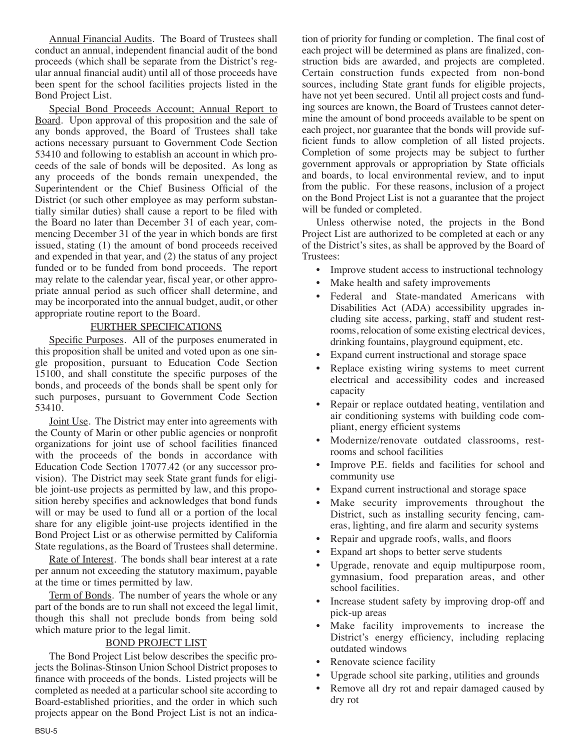Annual Financial Audits. The Board of Trustees shall conduct an annual, independent financial audit of the bond proceeds (which shall be separate from the District's regular annual financial audit) until all of those proceeds have been spent for the school facilities projects listed in the Bond Project List.

Special Bond Proceeds Account; Annual Report to Board. Upon approval of this proposition and the sale of any bonds approved, the Board of Trustees shall take actions necessary pursuant to Government Code Section 53410 and following to establish an account in which proceeds of the sale of bonds will be deposited. As long as any proceeds of the bonds remain unexpended, the Superintendent or the Chief Business Official of the District (or such other employee as may perform substantially similar duties) shall cause a report to be filed with the Board no later than December 31 of each year, commencing December 31 of the year in which bonds are first issued, stating (1) the amount of bond proceeds received and expended in that year, and (2) the status of any project funded or to be funded from bond proceeds. The report may relate to the calendar year, fiscal year, or other appropriate annual period as such officer shall determine, and may be incorporated into the annual budget, audit, or other appropriate routine report to the Board.

## FURTHER SPECIFICATIONS

Specific Purposes. All of the purposes enumerated in this proposition shall be united and voted upon as one single proposition, pursuant to Education Code Section 15100, and shall constitute the specific purposes of the bonds, and proceeds of the bonds shall be spent only for such purposes, pursuant to Government Code Section 53410.

Joint Use. The District may enter into agreements with the County of Marin or other public agencies or nonprofit organizations for joint use of school facilities financed with the proceeds of the bonds in accordance with Education Code Section 17077.42 (or any successor provision). The District may seek State grant funds for eligible joint-use projects as permitted by law, and this proposition hereby specifies and acknowledges that bond funds will or may be used to fund all or a portion of the local share for any eligible joint-use projects identified in the Bond Project List or as otherwise permitted by California State regulations, as the Board of Trustees shall determine.

Rate of Interest. The bonds shall bear interest at a rate per annum not exceeding the statutory maximum, payable at the time or times permitted by law.

Term of Bonds. The number of years the whole or any part of the bonds are to run shall not exceed the legal limit, though this shall not preclude bonds from being sold which mature prior to the legal limit.

## BOND PROJECT LIST

The Bond Project List below describes the specific projects the Bolinas-Stinson Union School District proposes to finance with proceeds of the bonds. Listed projects will be completed as needed at a particular school site according to Board-established priorities, and the order in which such projects appear on the Bond Project List is not an indication of priority for funding or completion. The final cost of each project will be determined as plans are finalized, construction bids are awarded, and projects are completed. Certain construction funds expected from non-bond sources, including State grant funds for eligible projects, have not yet been secured. Until all project costs and funding sources are known, the Board of Trustees cannot determine the amount of bond proceeds available to be spent on each project, nor guarantee that the bonds will provide sufficient funds to allow completion of all listed projects. Completion of some projects may be subject to further government approvals or appropriation by State officials and boards, to local environmental review, and to input from the public. For these reasons, inclusion of a project on the Bond Project List is not a guarantee that the project will be funded or completed.

Unless otherwise noted, the projects in the Bond Project List are authorized to be completed at each or any of the District's sites, as shall be approved by the Board of Trustees:

- Improve student access to instructional technology
- Make health and safety improvements
- Federal and State-mandated Americans with Disabilities Act (ADA) accessibility upgrades including site access, parking, staff and student restrooms, relocation of some existing electrical devices, drinking fountains, playground equipment, etc.
- Expand current instructional and storage space
- Replace existing wiring systems to meet current electrical and accessibility codes and increased capacity
- Repair or replace outdated heating, ventilation and air conditioning systems with building code compliant, energy efficient systems
- Modernize/renovate outdated classrooms, restrooms and school facilities
- Improve P.E. fields and facilities for school and community use
- Expand current instructional and storage space
- Make security improvements throughout the District, such as installing security fencing, cameras, lighting, and fire alarm and security systems
- Repair and upgrade roofs, walls, and floors
- Expand art shops to better serve students
- Upgrade, renovate and equip multipurpose room, gymnasium, food preparation areas, and other school facilities.
- Increase student safety by improving drop-off and pick-up areas
- Make facility improvements to increase the District's energy efficiency, including replacing outdated windows
- Renovate science facility
- Upgrade school site parking, utilities and grounds
- Remove all dry rot and repair damaged caused by dry rot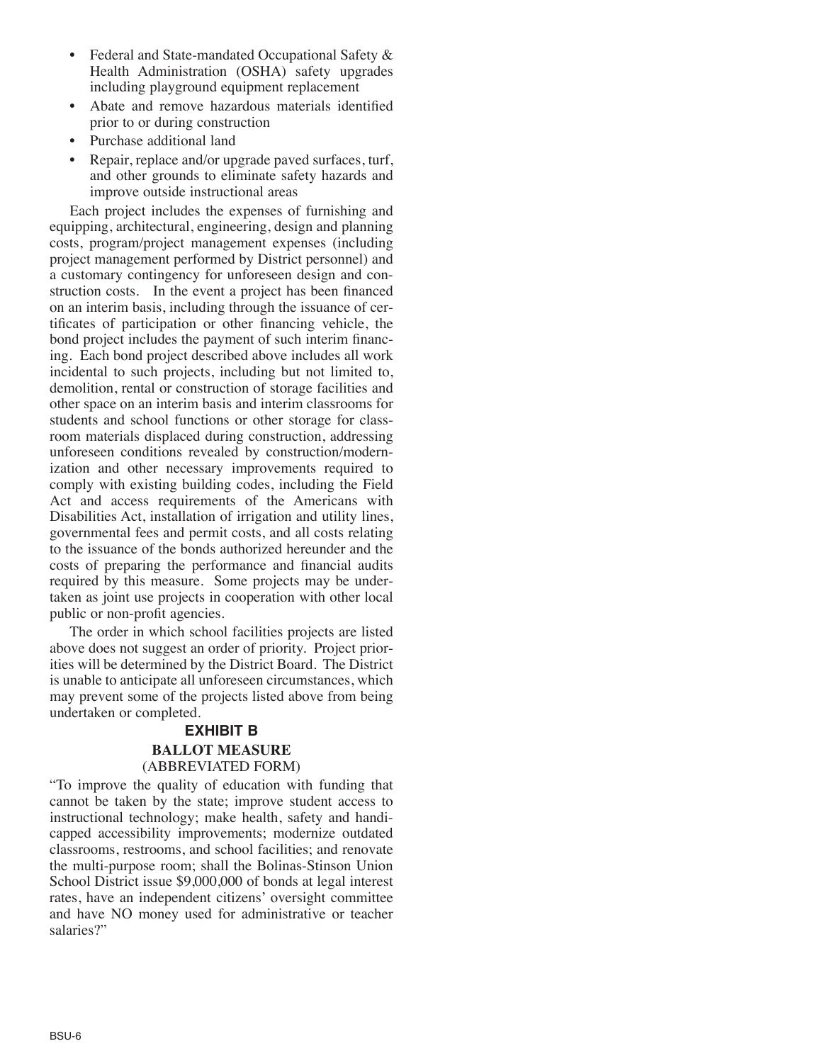- Federal and State-mandated Occupational Safety & Health Administration (OSHA) safety upgrades including playground equipment replacement
- Abate and remove hazardous materials identified prior to or during construction
- Purchase additional land
- Repair, replace and/or upgrade paved surfaces, turf, and other grounds to eliminate safety hazards and improve outside instructional areas

Each project includes the expenses of furnishing and equipping, architectural, engineering, design and planning costs, program/project management expenses (including project management performed by District personnel) and a customary contingency for unforeseen design and construction costs. In the event a project has been financed on an interim basis, including through the issuance of certificates of participation or other financing vehicle, the bond project includes the payment of such interim financing. Each bond project described above includes all work incidental to such projects, including but not limited to, demolition, rental or construction of storage facilities and other space on an interim basis and interim classrooms for students and school functions or other storage for classroom materials displaced during construction, addressing unforeseen conditions revealed by construction/modernization and other necessary improvements required to comply with existing building codes, including the Field Act and access requirements of the Americans with Disabilities Act, installation of irrigation and utility lines, governmental fees and permit costs, and all costs relating to the issuance of the bonds authorized hereunder and the costs of preparing the performance and financial audits required by this measure. Some projects may be undertaken as joint use projects in cooperation with other local public or non-profit agencies.

The order in which school facilities projects are listed above does not suggest an order of priority. Project priorities will be determined by the District Board. The District is unable to anticipate all unforeseen circumstances, which may prevent some of the projects listed above from being undertaken or completed.

## EXHIBIT B

### BALLOT MEASURE
(ABBREVIATED FORM)

"To improve the quality of education with funding that cannot be taken by the state; improve student access to instructional technology; make health, safety and handicapped accessibility improvements; modernize outdated classrooms, restrooms, and school facilities; and renovate the multi-purpose room; shall the Bolinas-Stinson Union School District issue $9,000,000 of bonds at legal interest rates, have an independent citizens' oversight committee and have NO money used for administrative or teacher salaries?"